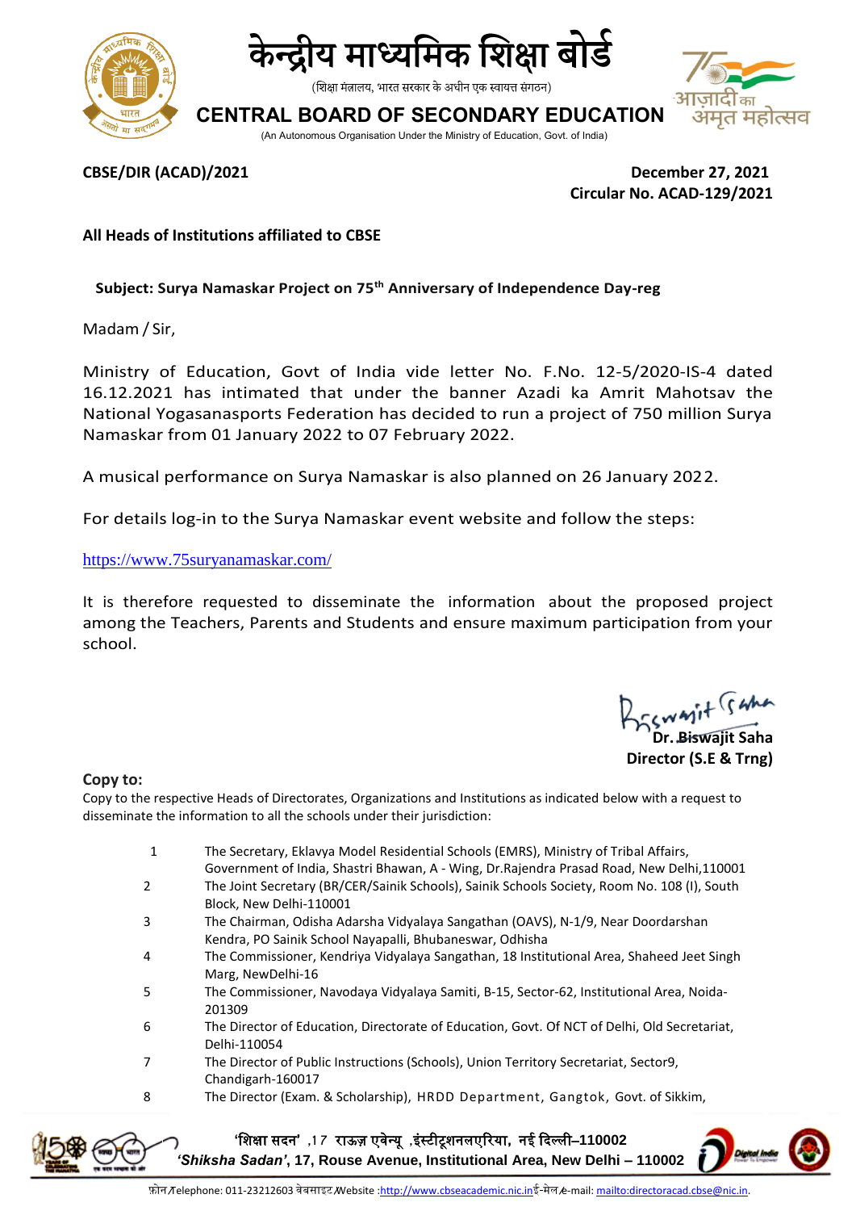# केन्द्रीय माध्यमिक शिक्षा बोर्ड

(शिक्षा मंत्रालय, भारत सरकार के अधीन एक स्वायत्त संगठन)

## CENTRAL BOARD OF SECONDARY EDUCATION

(An Autonomous Organisation Under the Ministry of Education, Govt. of India)

**CBSE/DIR (ACAD)/2021**

**December 27, 2021**
**Circular No. ACAD-129/2021**

**All Heads of Institutions affiliated to CBSE**

**Subject: Surya Namaskar Project on 75th Anniversary of Independence Day-reg**

Madam / Sir,

Ministry of Education, Govt of India vide letter No. F.No. 12-5/2020-IS-4 dated 16.12.2021 has intimated that under the banner Azadi ka Amrit Mahotsav the National Yogasanasports Federation has decided to run a project of 750 million Surya Namaskar from 01 January 2022 to 07 February 2022.

A musical performance on Surya Namaskar is also planned on 26 January 2022.

For details log-in to the Surya Namaskar event website and follow the steps:

https://www.75suryanamaskar.com/

It is therefore requested to disseminate the information about the proposed project among the Teachers, Parents and Students and ensure maximum participation from your school.

Biswajit Saha

**Dr. Biswajit Saha**
**Director (S.E & Trng)**

**Copy to:**

Copy to the respective Heads of Directorates, Organizations and Institutions as indicated below with a request to disseminate the information to all the schools under their jurisdiction:

1. The Secretary, Eklavya Model Residential Schools (EMRS), Ministry of Tribal Affairs, Government of India, Shastri Bhawan, A - Wing, Dr.Rajendra Prasad Road, New Delhi,110001
2. The Joint Secretary (BR/CER/Sainik Schools), Sainik Schools Society, Room No. 108 (I), South Block, New Delhi-110001
3. The Chairman, Odisha Adarsha Vidyalaya Sangathan (OAVS), N-1/9, Near Doordarshan Kendra, PO Sainik School Nayapalli, Bhubaneswar, Odhisha
4. The Commissioner, Kendriya Vidyalaya Sangathan, 18 Institutional Area, Shaheed Jeet Singh Marg, NewDelhi-16
5. The Commissioner, Navodaya Vidyalaya Samiti, B-15, Sector-62, Institutional Area, Noida-201309
6. The Director of Education, Directorate of Education, Govt. Of NCT of Delhi, Old Secretariat, Delhi-110054
7. The Director of Public Instructions (Schools), Union Territory Secretariat, Sector9, Chandigarh-160017
8. The Director (Exam. & Scholarship), HRDD Department, Gangtok, Govt. of Sikkim,

'शिक्षा सदन' ,17 राऊज़ एवेन्यू ,इंस्टीटूशनलएरिया, नई दिल्ली–110002
*'Shiksha Sadan'*, 17, Rouse Avenue, Institutional Area, New Delhi – 110002

फ़ोन/Telephone: 011-23212603 वेबसाइट/Website :http://www.cbseacademic.nic.in ई-मेल/e-mail: mailto:directoracad.cbse@nic.in.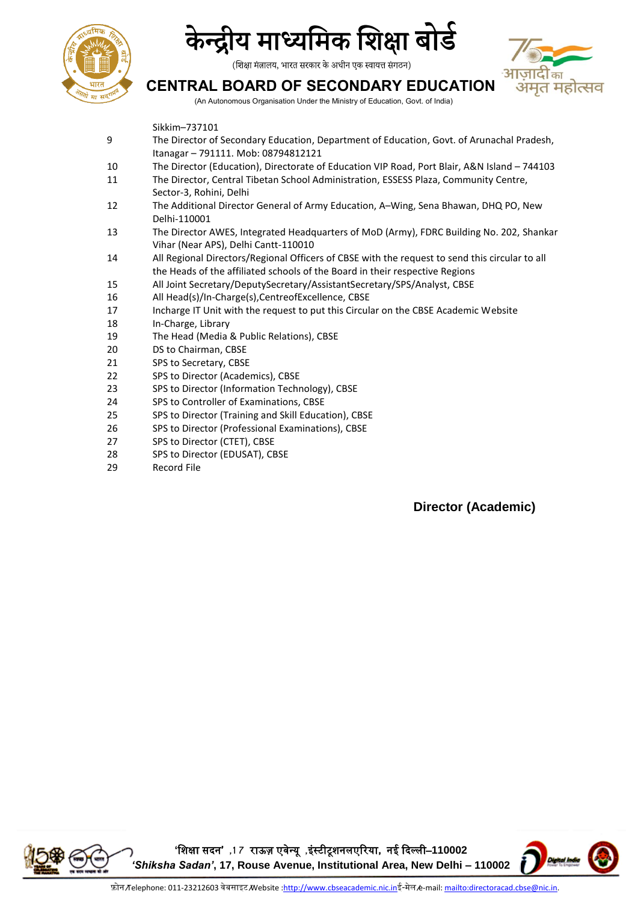Sikkim–737101

9 The Director of Secondary Education, Department of Education, Govt. of Arunachal Pradesh, Itanagar – 791111. Mob: 08794812121

10 The Director (Education), Directorate of Education VIP Road, Port Blair, A&N Island – 744103

11 The Director, Central Tibetan School Administration, ESSESS Plaza, Community Centre, Sector-3, Rohini, Delhi

12 The Additional Director General of Army Education, A–Wing, Sena Bhawan, DHQ PO, New Delhi-110001

13 The Director AWES, Integrated Headquarters of MoD (Army), FDRC Building No. 202, Shankar Vihar (Near APS), Delhi Cantt-110010

14 All Regional Directors/Regional Officers of CBSE with the request to send this circular to all the Heads of the affiliated schools of the Board in their respective Regions

15 All Joint Secretary/DeputySecretary/AssistantSecretary/SPS/Analyst, CBSE

16 All Head(s)/In-Charge(s),CentreofExcellence, CBSE

17 Incharge IT Unit with the request to put this Circular on the CBSE Academic Website

18 In-Charge, Library

19 The Head (Media & Public Relations), CBSE

20 DS to Chairman, CBSE

21 SPS to Secretary, CBSE

22 SPS to Director (Academics), CBSE

23 SPS to Director (Information Technology), CBSE

24 SPS to Controller of Examinations, CBSE

25 SPS to Director (Training and Skill Education), CBSE

26 SPS to Director (Professional Examinations), CBSE

27 SPS to Director (CTET), CBSE

28 SPS to Director (EDUSAT), CBSE

29 Record File

**Director (Academic)**